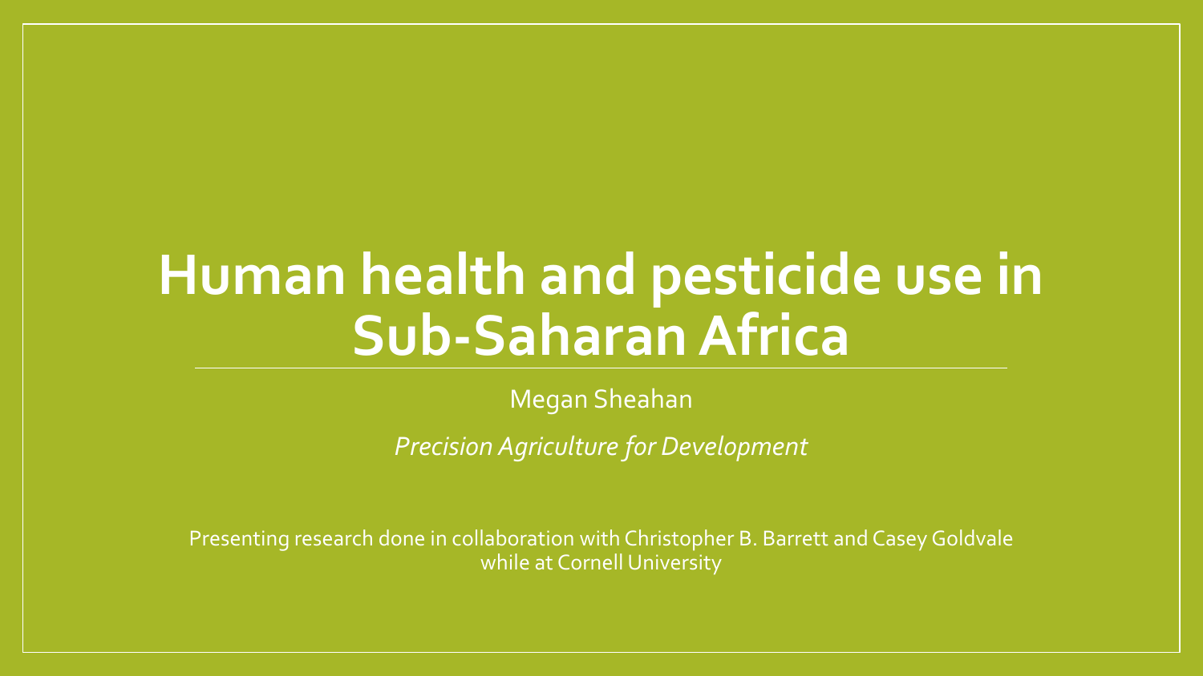# Human health and pesticide use in Sub-Saharan Africa

Megan Sheahan

*Precision Agriculture for Development*

Presenting research done in collaboration with Christopher B. Barrett and Casey Goldvale while at Cornell University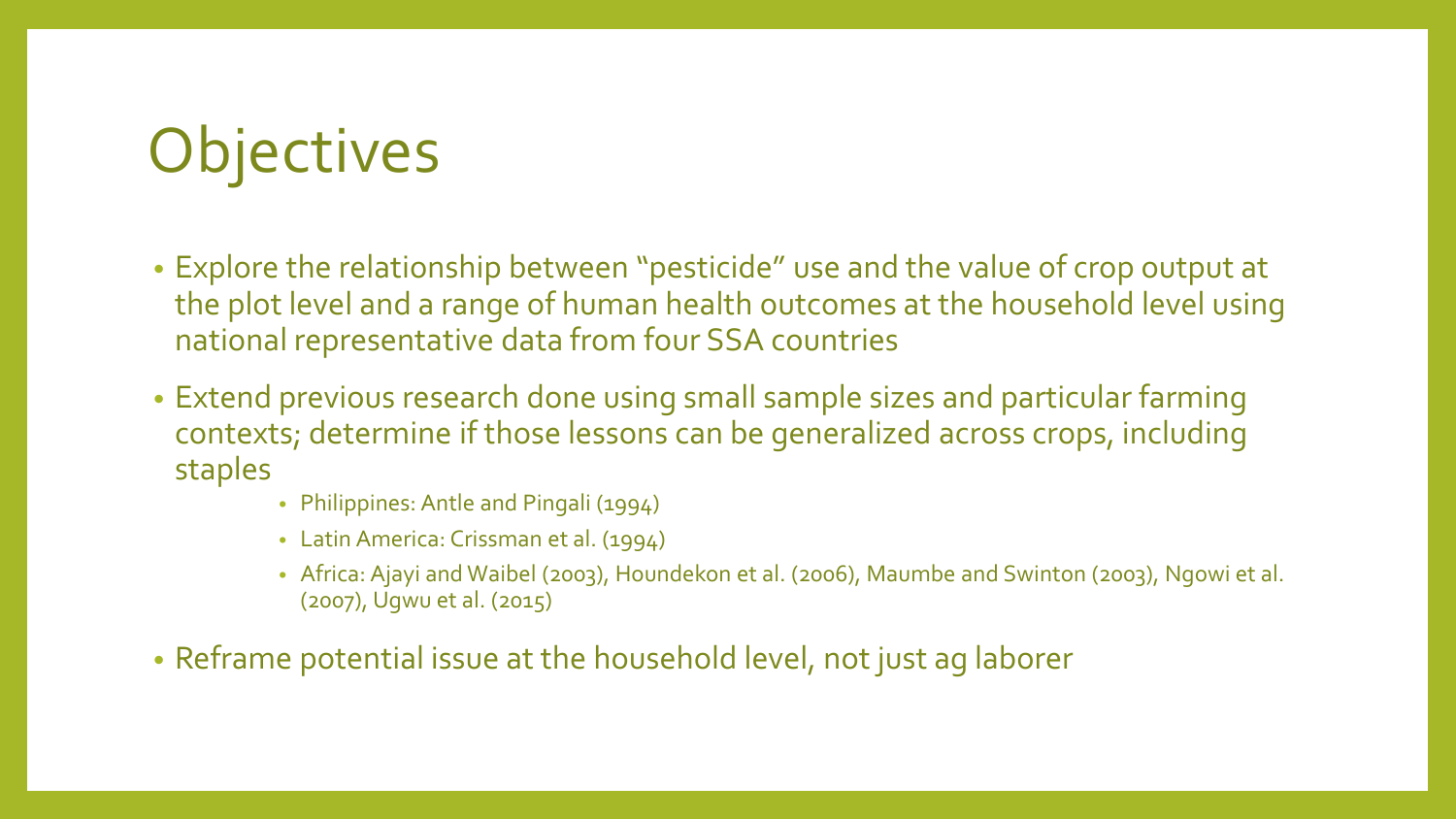# Objectives

- Explore the relationship between "pesticide" use and the value of crop output at the plot level and a range of human health outcomes at the household level using national representative data from four SSA countries
- Extend previous research done using small sample sizes and particular farming contexts; determine if those lessons can be generalized across crops, including staples
  - Philippines: Antle and Pingali (1994)
  - Latin America: Crissman et al. (1994)
  - Africa: Ajayi and Waibel (2003), Houndekon et al. (2006), Maumbe and Swinton (2003), Ngowi et al. (2007), Ugwu et al. (2015)
- Reframe potential issue at the household level, not just ag laborer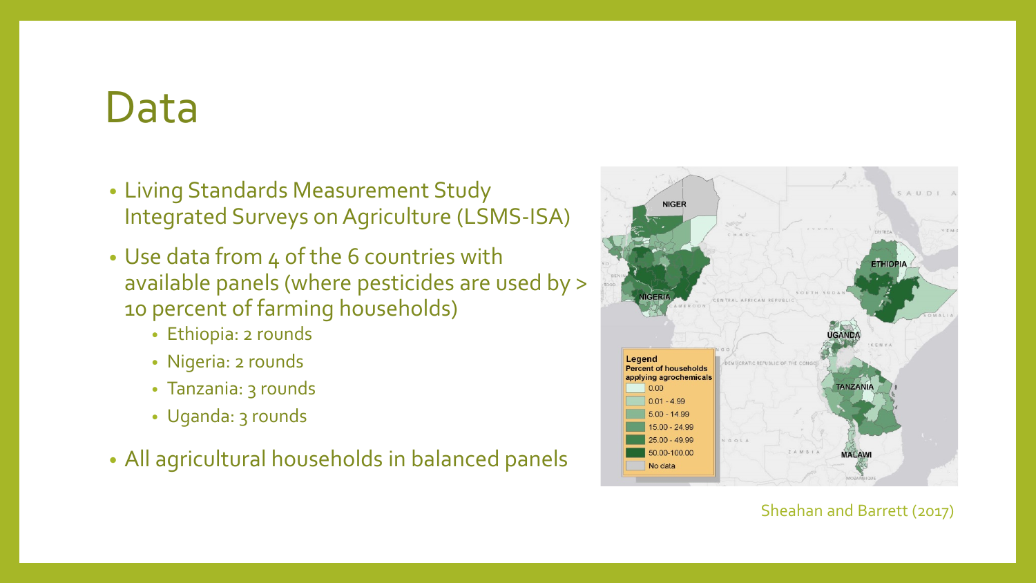# Data

- Living Standards Measurement Study Integrated Surveys on Agriculture (LSMS-ISA)
- Use data from 4 of the 6 countries with available panels (where pesticides are used by > 10 percent of farming households)
  - Ethiopia: 2 rounds
  - Nigeria: 2 rounds
  - Tanzania: 3 rounds
  - Uganda: 3 rounds
- All agricultural households in balanced panels

Sheahan and Barrett (2017)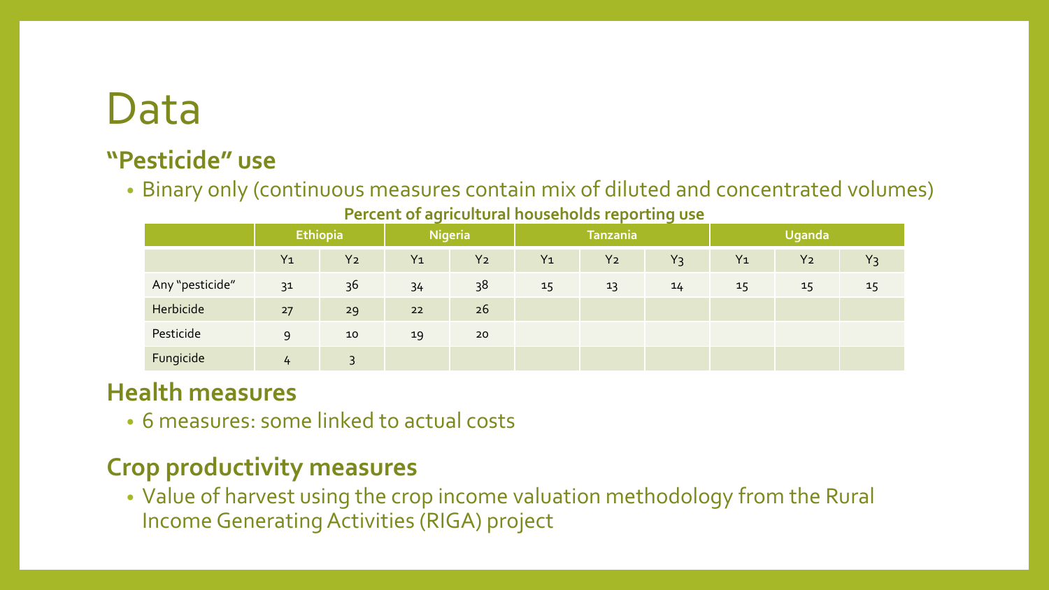# Data

## "Pesticide" use

- Binary only (continuous measures contain mix of diluted and concentrated volumes)

**Percent of agricultural households reporting use**

| | Ethiopia | | Nigeria | | Tanzania | | | Uganda | | |
|---|---|---|---|---|---|---|---|---|---|---|
| | Y1 | Y2 | Y1 | Y2 | Y1 | Y2 | Y3 | Y1 | Y2 | Y3 |
| Any "pesticide" | 31 | 36 | 34 | 38 | 15 | 13 | 14 | 15 | 15 | 15 |
| Herbicide | 27 | 29 | 22 | 26 | | | | | | |
| Pesticide | 9 | 10 | 19 | 20 | | | | | | |
| Fungicide | 4 | 3 | | | | | | | | |

## Health measures

- 6 measures: some linked to actual costs

## Crop productivity measures

- Value of harvest using the crop income valuation methodology from the Rural Income Generating Activities (RIGA) project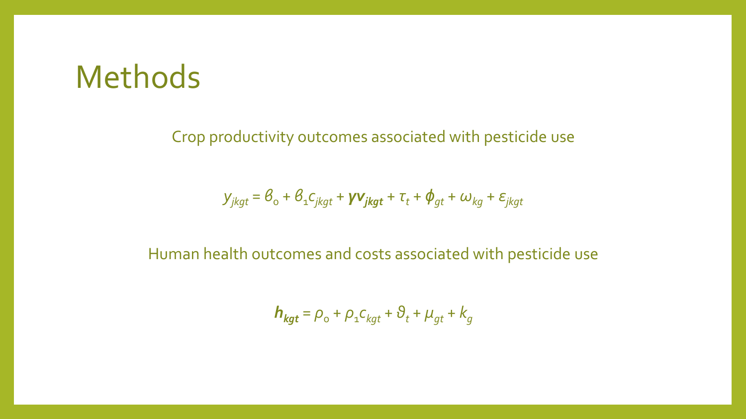# Methods

Crop productivity outcomes associated with pesticide use

$$y_{jkgt} = \beta_0 + \beta_1 c_{jkgt} + \boldsymbol{\gamma v_{jkgt}} + \tau_t + \phi_{gt} + \omega_{kg} + \varepsilon_{jkgt}$$

Human health outcomes and costs associated with pesticide use

$$\boldsymbol{h_{kgt}} = \rho_0 + \rho_1 c_{kgt} + \vartheta_t + \mu_{gt} + k_g$$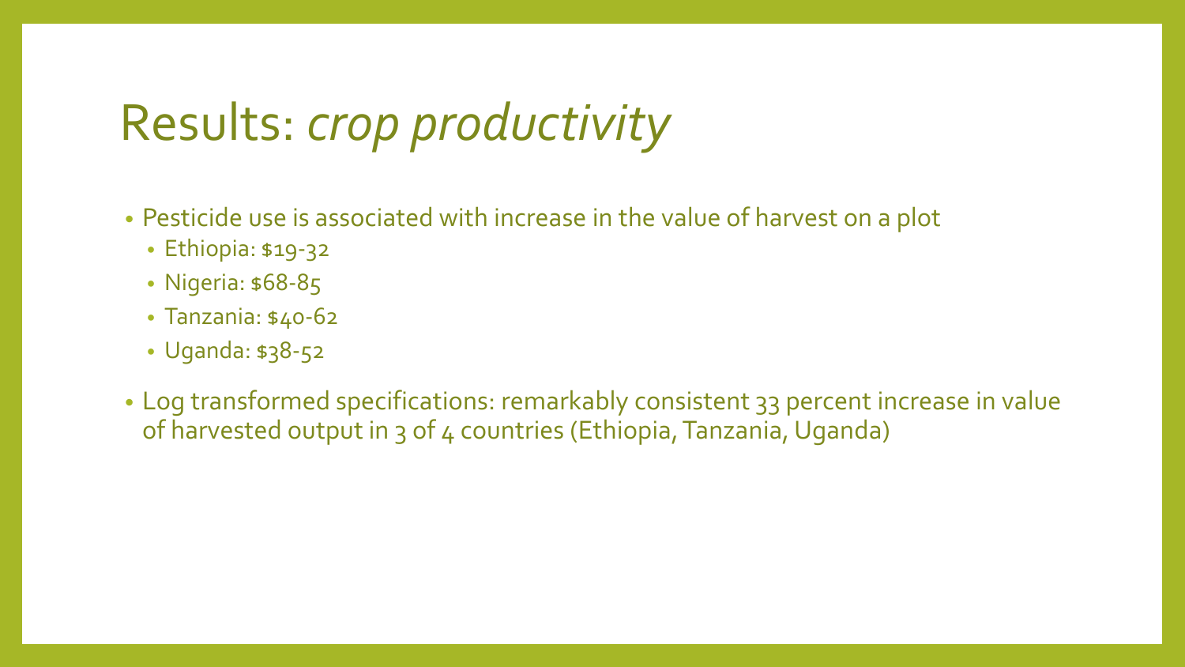# Results: *crop productivity*

- Pesticide use is associated with increase in the value of harvest on a plot
  - Ethiopia: $19-32
  - Nigeria: $68-85
  - Tanzania: $40-62
  - Uganda: $38-52
- Log transformed specifications: remarkably consistent 33 percent increase in value of harvested output in 3 of 4 countries (Ethiopia, Tanzania, Uganda)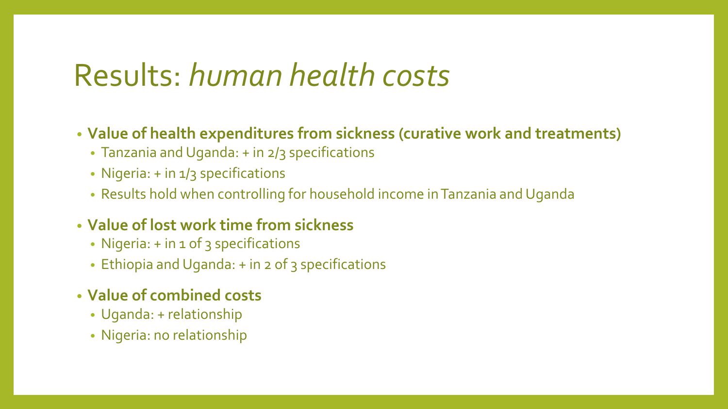# Results: *human health costs*

- **Value of health expenditures from sickness (curative work and treatments)**
  - Tanzania and Uganda: + in 2/3 specifications
  - Nigeria: + in 1/3 specifications
  - Results hold when controlling for household income in Tanzania and Uganda
- **Value of lost work time from sickness**
  - Nigeria: + in 1 of 3 specifications
  - Ethiopia and Uganda: + in 2 of 3 specifications
- **Value of combined costs**
  - Uganda: + relationship
  - Nigeria: no relationship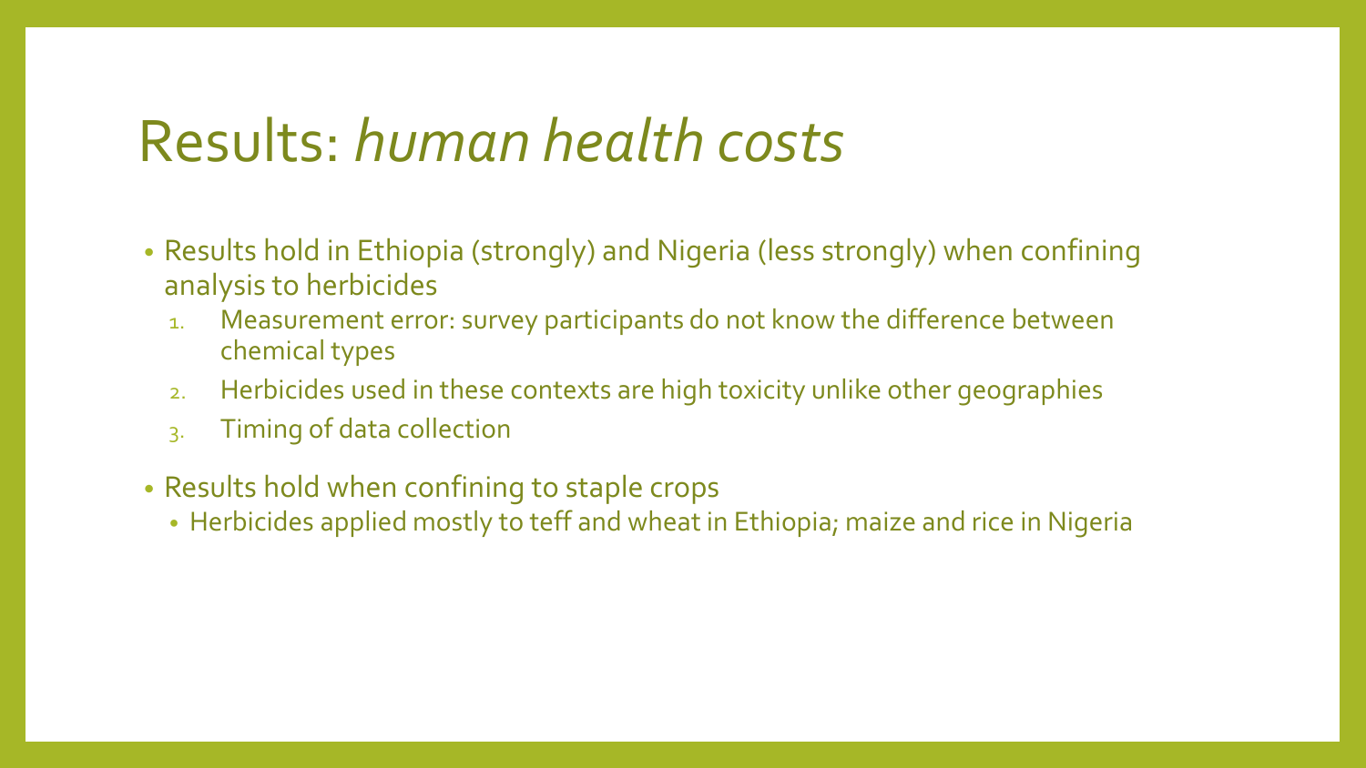# Results: *human health costs*

- Results hold in Ethiopia (strongly) and Nigeria (less strongly) when confining analysis to herbicides
  1. Measurement error: survey participants do not know the difference between chemical types
  2. Herbicides used in these contexts are high toxicity unlike other geographies
  3. Timing of data collection
- Results hold when confining to staple crops
  - Herbicides applied mostly to teff and wheat in Ethiopia; maize and rice in Nigeria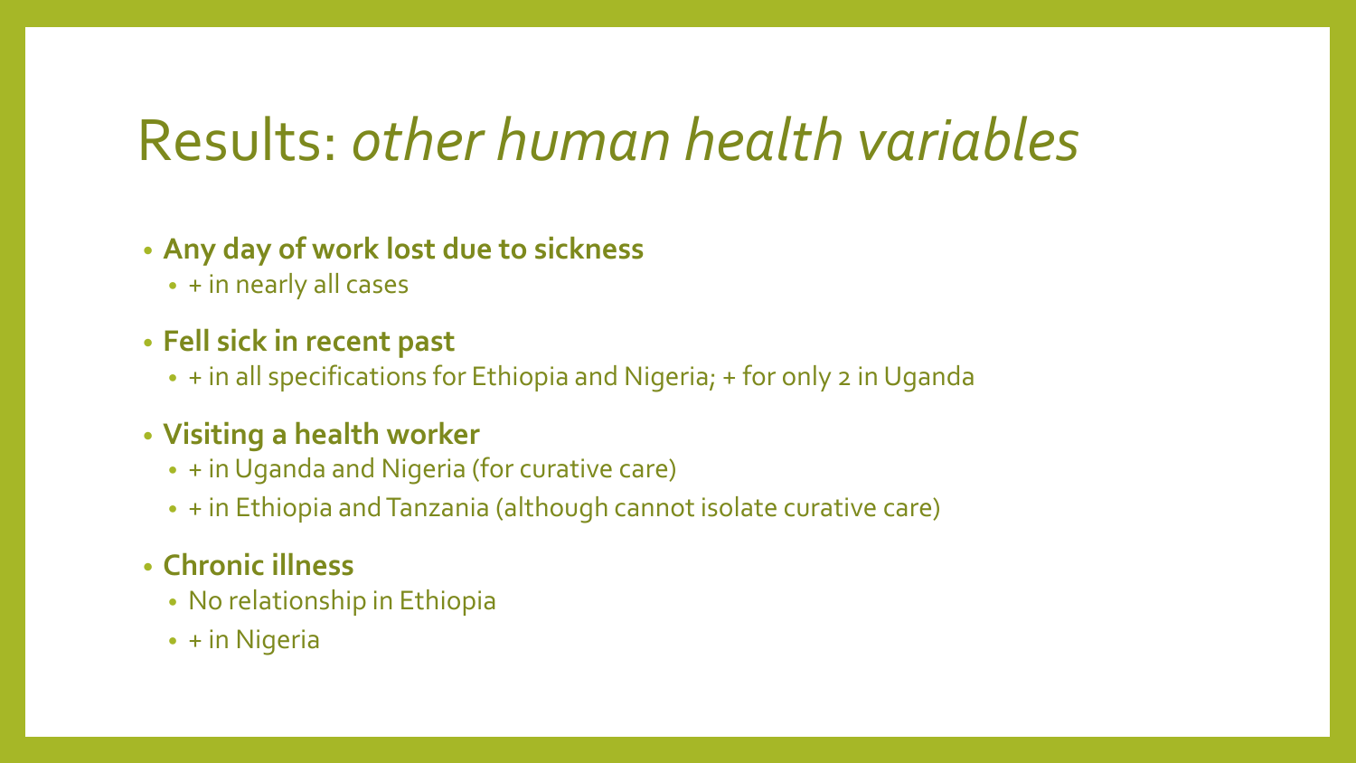# Results: *other human health variables*

- **Any day of work lost due to sickness**
  - + in nearly all cases
- **Fell sick in recent past**
  - + in all specifications for Ethiopia and Nigeria; + for only 2 in Uganda
- **Visiting a health worker**
  - + in Uganda and Nigeria (for curative care)
  - + in Ethiopia and Tanzania (although cannot isolate curative care)
- **Chronic illness**
  - No relationship in Ethiopia
  - + in Nigeria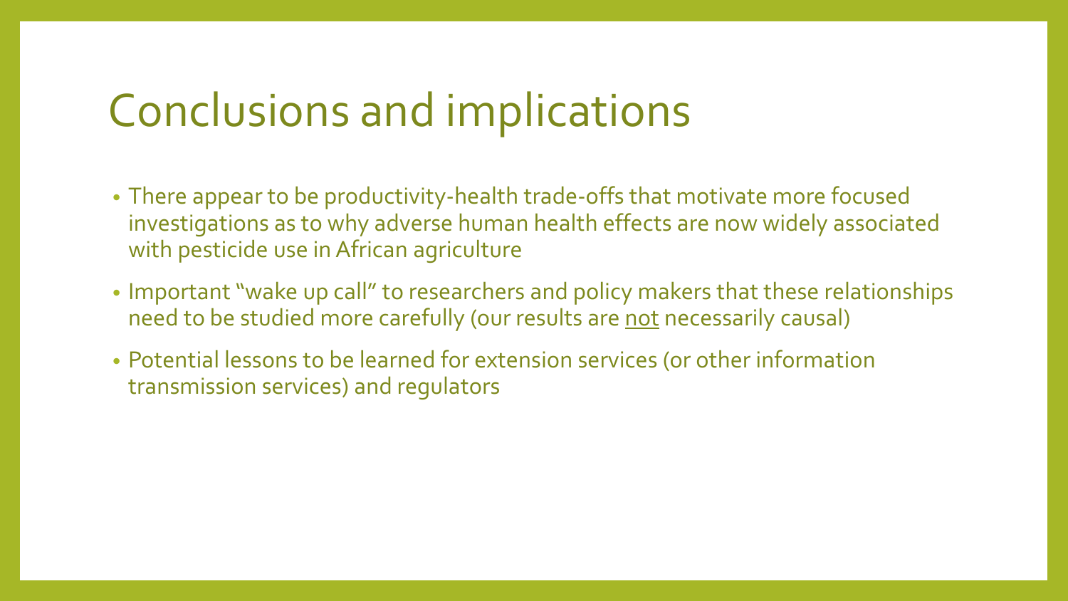# Conclusions and implications

- There appear to be productivity-health trade-offs that motivate more focused investigations as to why adverse human health effects are now widely associated with pesticide use in African agriculture
- Important "wake up call" to researchers and policy makers that these relationships need to be studied more carefully (our results are <u>not</u> necessarily causal)
- Potential lessons to be learned for extension services (or other information transmission services) and regulators